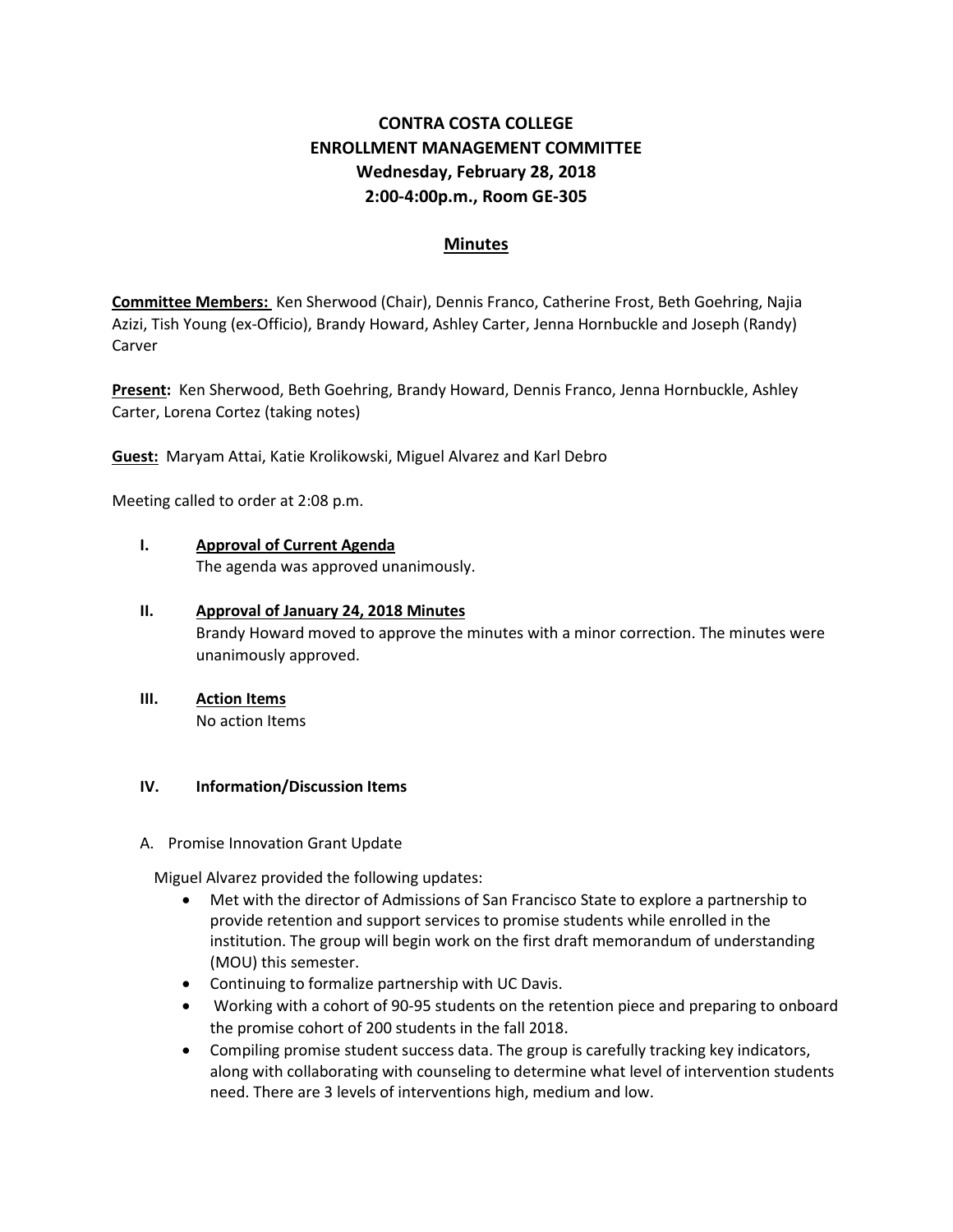# CONTRA COSTA COLLEGE
# ENROLLMENT MANAGEMENT COMMITTEE
## Wednesday, February 28, 2018
## 2:00-4:00p.m., Room GE-305

## Minutes

**Committee Members:** Ken Sherwood (Chair), Dennis Franco, Catherine Frost, Beth Goehring, Najia Azizi, Tish Young (ex-Officio), Brandy Howard, Ashley Carter, Jenna Hornbuckle and Joseph (Randy) Carver

**Present:** Ken Sherwood, Beth Goehring, Brandy Howard, Dennis Franco, Jenna Hornbuckle, Ashley Carter, Lorena Cortez (taking notes)

**Guest:** Maryam Attai, Katie Krolikowski, Miguel Alvarez and Karl Debro

Meeting called to order at 2:08 p.m.

**I. Approval of Current Agenda**

The agenda was approved unanimously.

**II. Approval of January 24, 2018 Minutes**

Brandy Howard moved to approve the minutes with a minor correction. The minutes were unanimously approved.

**III. Action Items**

No action Items

**IV. Information/Discussion Items**

A. Promise Innovation Grant Update

Miguel Alvarez provided the following updates:

- Met with the director of Admissions of San Francisco State to explore a partnership to provide retention and support services to promise students while enrolled in the institution. The group will begin work on the first draft memorandum of understanding (MOU) this semester.
- Continuing to formalize partnership with UC Davis.
- Working with a cohort of 90-95 students on the retention piece and preparing to onboard the promise cohort of 200 students in the fall 2018.
- Compiling promise student success data. The group is carefully tracking key indicators, along with collaborating with counseling to determine what level of intervention students need. There are 3 levels of interventions high, medium and low.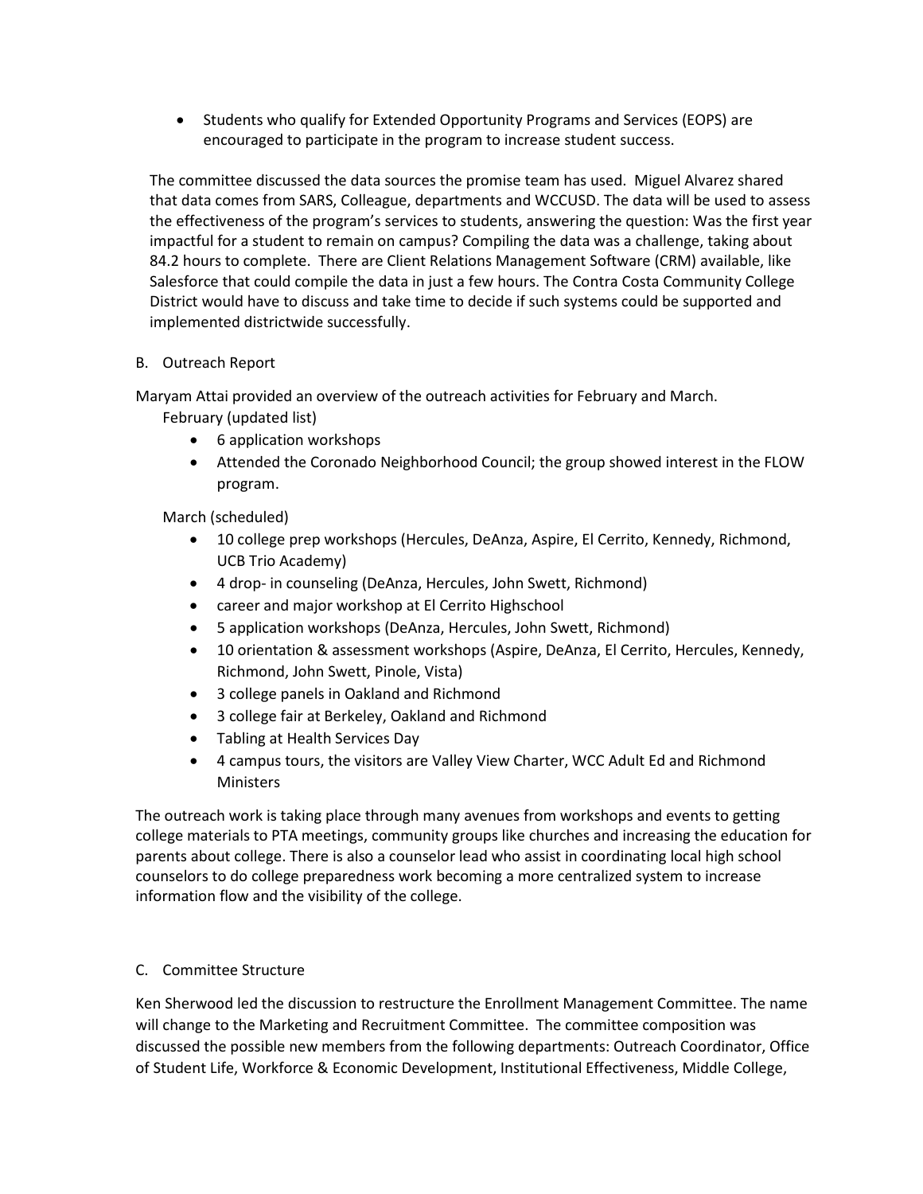- Students who qualify for Extended Opportunity Programs and Services (EOPS) are encouraged to participate in the program to increase student success.

The committee discussed the data sources the promise team has used. Miguel Alvarez shared that data comes from SARS, Colleague, departments and WCCUSD. The data will be used to assess the effectiveness of the program's services to students, answering the question: Was the first year impactful for a student to remain on campus? Compiling the data was a challenge, taking about 84.2 hours to complete. There are Client Relations Management Software (CRM) available, like Salesforce that could compile the data in just a few hours. The Contra Costa Community College District would have to discuss and take time to decide if such systems could be supported and implemented districtwide successfully.

B. Outreach Report

Maryam Attai provided an overview of the outreach activities for February and March.

February (updated list)

- 6 application workshops
- Attended the Coronado Neighborhood Council; the group showed interest in the FLOW program.

March (scheduled)

- 10 college prep workshops (Hercules, DeAnza, Aspire, El Cerrito, Kennedy, Richmond, UCB Trio Academy)
- 4 drop- in counseling (DeAnza, Hercules, John Swett, Richmond)
- career and major workshop at El Cerrito Highschool
- 5 application workshops (DeAnza, Hercules, John Swett, Richmond)
- 10 orientation & assessment workshops (Aspire, DeAnza, El Cerrito, Hercules, Kennedy, Richmond, John Swett, Pinole, Vista)
- 3 college panels in Oakland and Richmond
- 3 college fair at Berkeley, Oakland and Richmond
- Tabling at Health Services Day
- 4 campus tours, the visitors are Valley View Charter, WCC Adult Ed and Richmond Ministers

The outreach work is taking place through many avenues from workshops and events to getting college materials to PTA meetings, community groups like churches and increasing the education for parents about college. There is also a counselor lead who assist in coordinating local high school counselors to do college preparedness work becoming a more centralized system to increase information flow and the visibility of the college.

C. Committee Structure

Ken Sherwood led the discussion to restructure the Enrollment Management Committee. The name will change to the Marketing and Recruitment Committee. The committee composition was discussed the possible new members from the following departments: Outreach Coordinator, Office of Student Life, Workforce & Economic Development, Institutional Effectiveness, Middle College,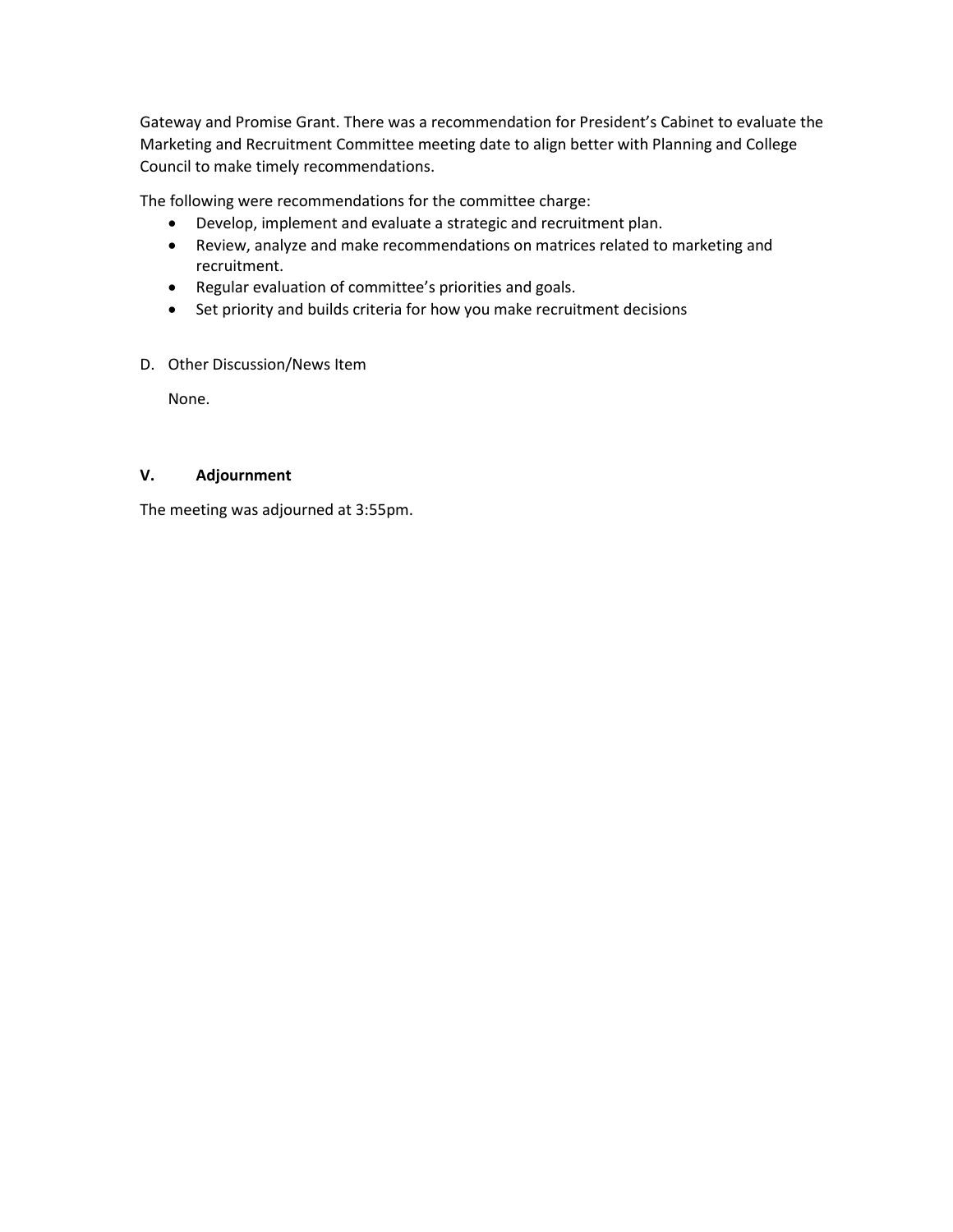Gateway and Promise Grant. There was a recommendation for President's Cabinet to evaluate the Marketing and Recruitment Committee meeting date to align better with Planning and College Council to make timely recommendations.

The following were recommendations for the committee charge:

- Develop, implement and evaluate a strategic and recruitment plan.
- Review, analyze and make recommendations on matrices related to marketing and recruitment.
- Regular evaluation of committee's priorities and goals.
- Set priority and builds criteria for how you make recruitment decisions

D. Other Discussion/News Item

None.

## V. Adjournment

The meeting was adjourned at 3:55pm.